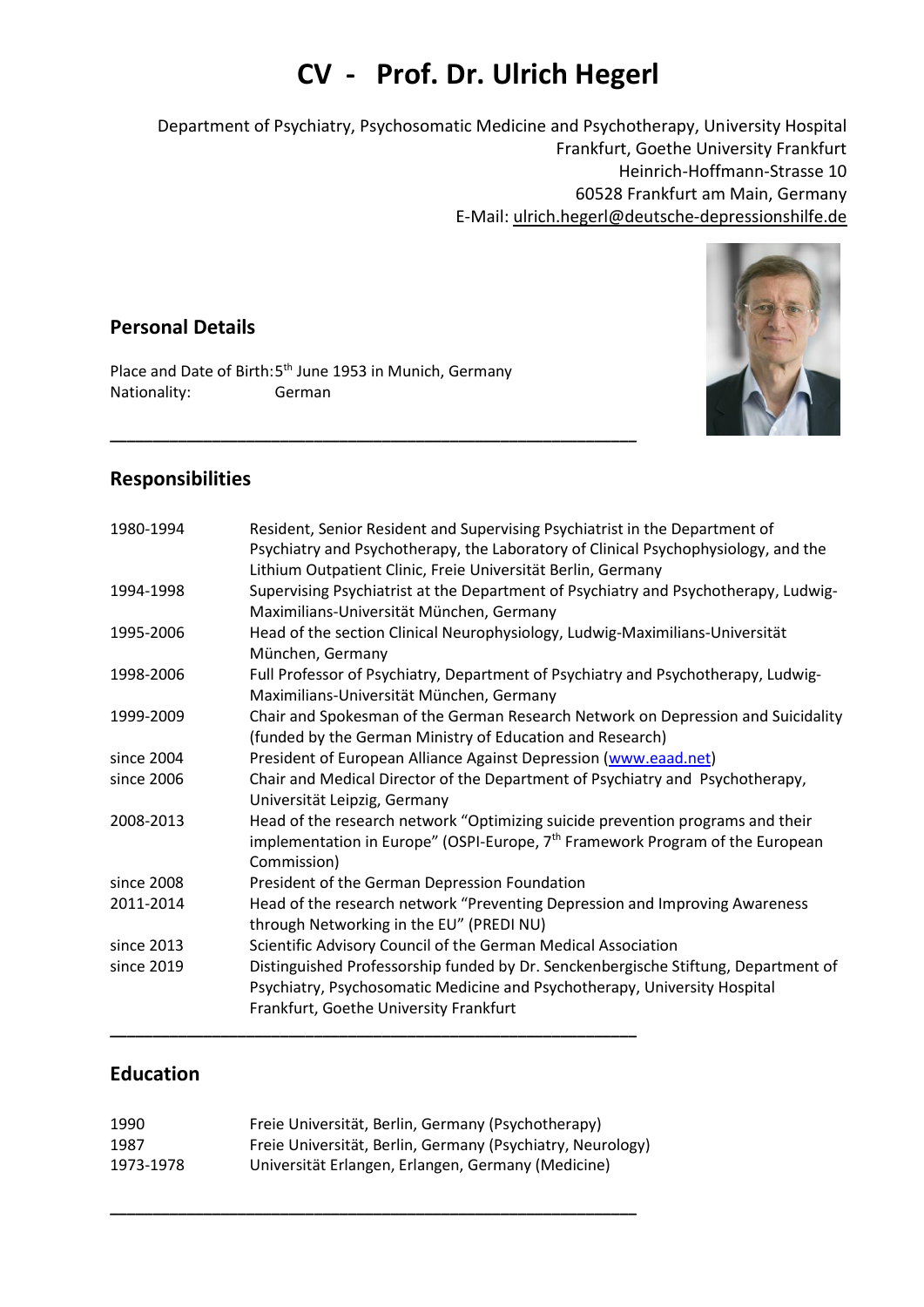# CV - Prof. Dr. Ulrich Hegerl

Department of Psychiatry, Psychosomatic Medicine and Psychotherapy, University Hospital Frankfurt, Goethe University Frankfurt
Heinrich-Hoffmann-Strasse 10
60528 Frankfurt am Main, Germany
E-Mail: ulrich.hegerl@deutsche-depressionshilfe.de

## Personal Details

Place and Date of Birth: 5th June 1953 in Munich, Germany
Nationality: German

---

## Responsibilities

| | |
|---|---|
| 1980-1994 | Resident, Senior Resident and Supervising Psychiatrist in the Department of Psychiatry and Psychotherapy, the Laboratory of Clinical Psychophysiology, and the Lithium Outpatient Clinic, Freie Universität Berlin, Germany |
| 1994-1998 | Supervising Psychiatrist at the Department of Psychiatry and Psychotherapy, Ludwig-Maximilians-Universität München, Germany |
| 1995-2006 | Head of the section Clinical Neurophysiology, Ludwig-Maximilians-Universität München, Germany |
| 1998-2006 | Full Professor of Psychiatry, Department of Psychiatry and Psychotherapy, Ludwig-Maximilians-Universität München, Germany |
| 1999-2009 | Chair and Spokesman of the German Research Network on Depression and Suicidality (funded by the German Ministry of Education and Research) |
| since 2004 | President of European Alliance Against Depression (www.eaad.net) |
| since 2006 | Chair and Medical Director of the Department of Psychiatry and Psychotherapy, Universität Leipzig, Germany |
| 2008-2013 | Head of the research network "Optimizing suicide prevention programs and their implementation in Europe" (OSPI-Europe, 7th Framework Program of the European Commission) |
| since 2008 | President of the German Depression Foundation |
| 2011-2014 | Head of the research network "Preventing Depression and Improving Awareness through Networking in the EU" (PREDI NU) |
| since 2013 | Scientific Advisory Council of the German Medical Association |
| since 2019 | Distinguished Professorship funded by Dr. Senckenbergische Stiftung, Department of Psychiatry, Psychosomatic Medicine and Psychotherapy, University Hospital Frankfurt, Goethe University Frankfurt |

---

## Education

| | |
|---|---|
| 1990 | Freie Universität, Berlin, Germany (Psychotherapy) |
| 1987 | Freie Universität, Berlin, Germany (Psychiatry, Neurology) |
| 1973-1978 | Universität Erlangen, Erlangen, Germany (Medicine) |

---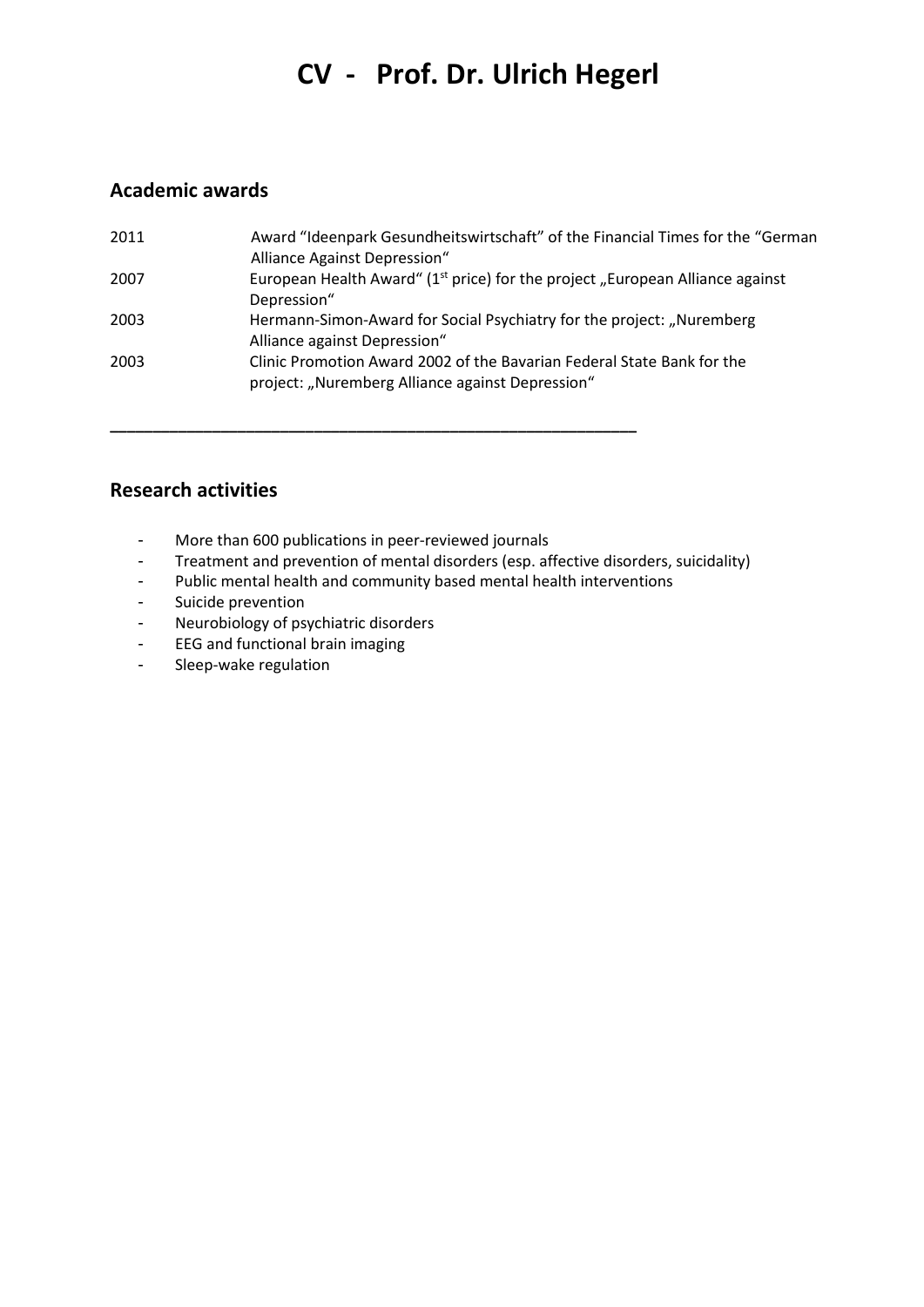# CV - Prof. Dr. Ulrich Hegerl

## Academic awards

| | |
|---|---|
| 2011 | Award "Ideenpark Gesundheitswirtschaft" of the Financial Times for the "German Alliance Against Depression" |
| 2007 | European Health Award" (1st price) for the project „European Alliance against Depression" |
| 2003 | Hermann-Simon-Award for Social Psychiatry for the project: „Nuremberg Alliance against Depression" |
| 2003 | Clinic Promotion Award 2002 of the Bavarian Federal State Bank for the project: „Nuremberg Alliance against Depression" |

---

## Research activities

- More than 600 publications in peer-reviewed journals
- Treatment and prevention of mental disorders (esp. affective disorders, suicidality)
- Public mental health and community based mental health interventions
- Suicide prevention
- Neurobiology of psychiatric disorders
- EEG and functional brain imaging
- Sleep-wake regulation